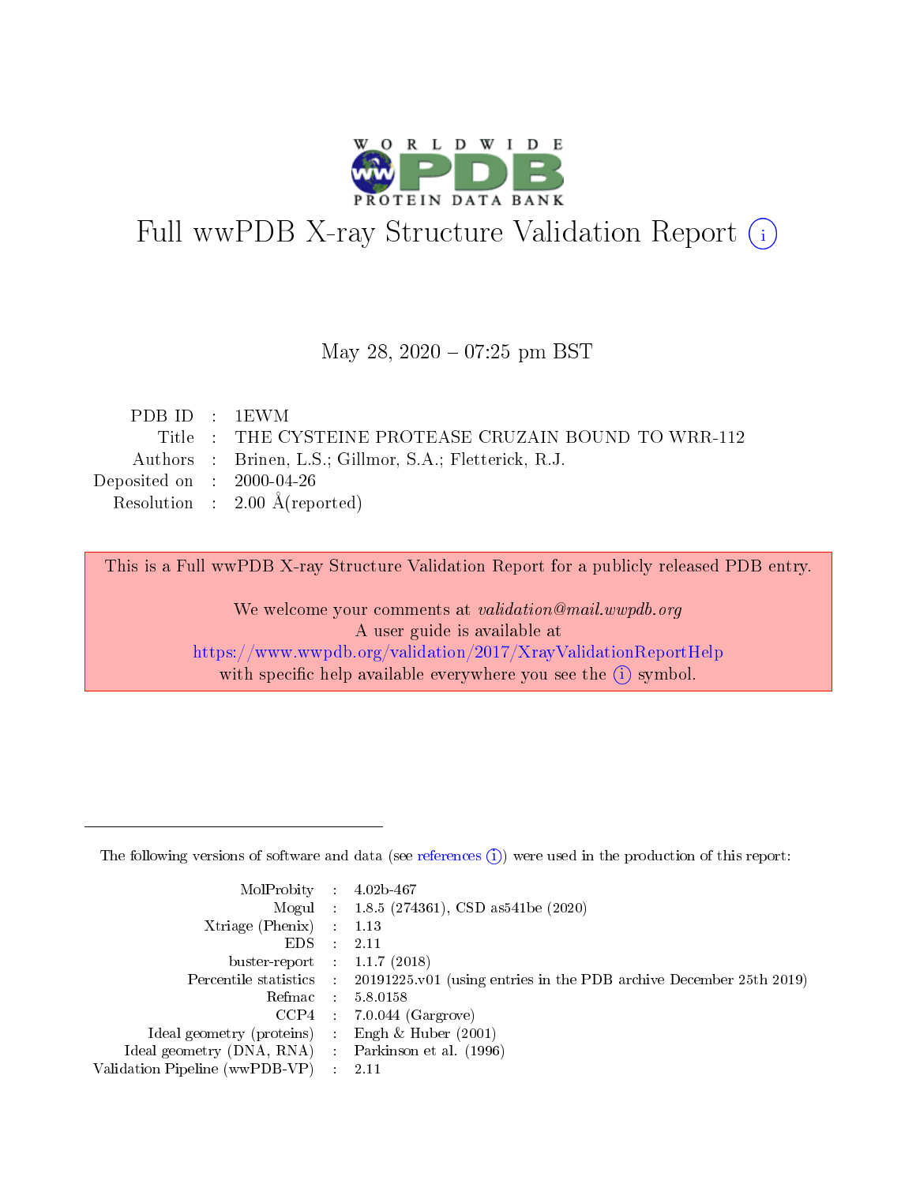# Full wwPDB X-ray Structure Validation Report (i)

May 28, 2020 – 07:25 pm BST

| | | |
|---|---|---|
| PDB ID | : | 1EWM |
| Title | : | THE CYSTEINE PROTEASE CRUZAIN BOUND TO WRR-112 |
| Authors | : | Brinen, L.S.; Gillmor, S.A.; Fletterick, R.J. |
| Deposited on | : | 2000-04-26 |
| Resolution | : | 2.00 Å(reported) |

This is a Full wwPDB X-ray Structure Validation Report for a publicly released PDB entry.

We welcome your comments at *validation@mail.wwpdb.org*
A user guide is available at
https://www.wwpdb.org/validation/2017/XrayValidationReportHelp
with specific help available everywhere you see the (i) symbol.

---

The following versions of software and data (see references (i)) were used in the production of this report:

| | | |
|---|---|---|
| MolProbity | : | 4.02b-467 |
| Mogul | : | 1.8.5 (274361), CSD as541be (2020) |
| Xtriage (Phenix) | : | 1.13 |
| EDS | : | 2.11 |
| buster-report | : | 1.1.7 (2018) |
| Percentile statistics | : | 20191225.v01 (using entries in the PDB archive December 25th 2019) |
| Refmac | : | 5.8.0158 |
| CCP4 | : | 7.0.044 (Gargrove) |
| Ideal geometry (proteins) | : | Engh & Huber (2001) |
| Ideal geometry (DNA, RNA) | : | Parkinson et al. (1996) |
| Validation Pipeline (wwPDB-VP) | : | 2.11 |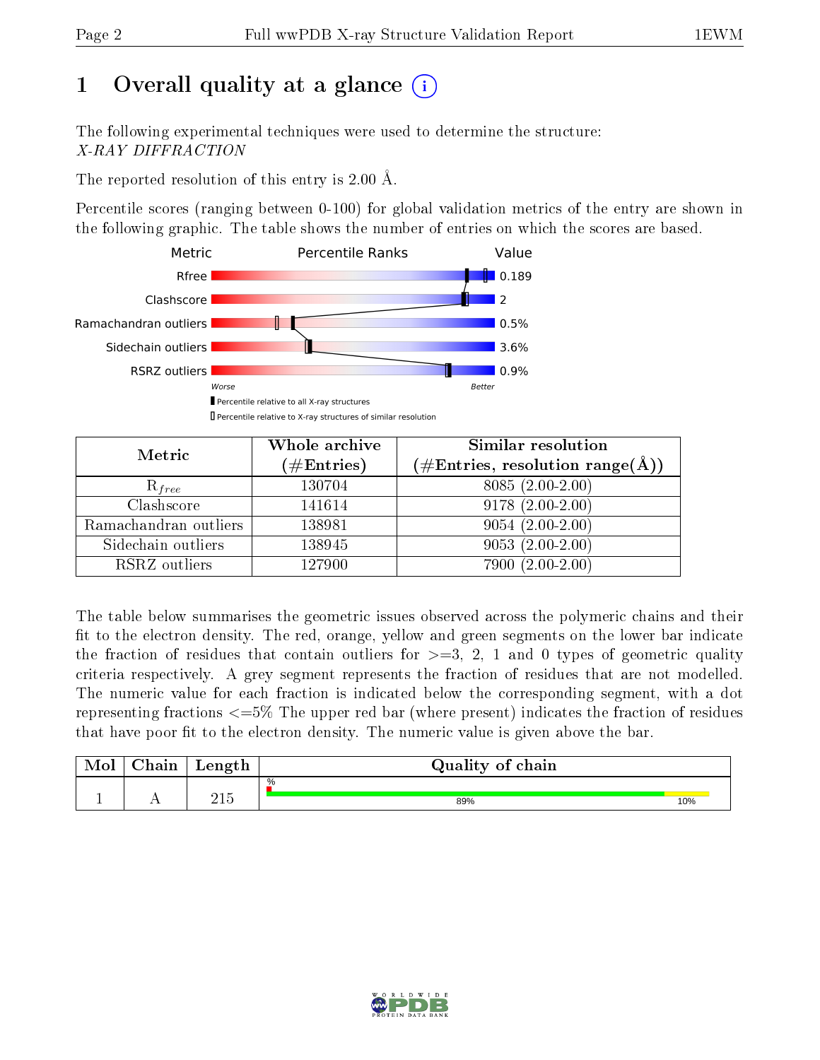# 1 Overall quality at a glance (i)

The following experimental techniques were used to determine the structure:
*X-RAY DIFFRACTION*

The reported resolution of this entry is 2.00 Å.

Percentile scores (ranging between 0-100) for global validation metrics of the entry are shown in the following graphic. The table shows the number of entries on which the scores are based.

| Metric | Value |
|---|---|
| Rfree | 0.189 |
| Clashscore | 2 |
| Ramachandran outliers | 0.5% |
| Sidechain outliers | 3.6% |
| RSRZ outliers | 0.9% |

Worse — Better

▮ Percentile relative to all X-ray structures

▯ Percentile relative to X-ray structures of similar resolution

| Metric | Whole archive (#Entries) | Similar resolution (#Entries, resolution range(Å)) |
|---|---|---|
| $R_{free}$ | 130704 | 8085 (2.00-2.00) |
| Clashscore | 141614 | 9178 (2.00-2.00) |
| Ramachandran outliers | 138981 | 9054 (2.00-2.00) |
| Sidechain outliers | 138945 | 9053 (2.00-2.00) |
| RSRZ outliers | 127900 | 7900 (2.00-2.00) |

The table below summarises the geometric issues observed across the polymeric chains and their fit to the electron density. The red, orange, yellow and green segments on the lower bar indicate the fraction of residues that contain outliers for >=3, 2, 1 and 0 types of geometric quality criteria respectively. A grey segment represents the fraction of residues that are not modelled. The numeric value for each fraction is indicated below the corresponding segment, with a dot representing fractions <=5% The upper red bar (where present) indicates the fraction of residues that have poor fit to the electron density. The numeric value is given above the bar.

| Mol | Chain | Length | Quality of chain |
|---|---|---|---|
| 1 | A | 215 | % ; 89% ; 10% |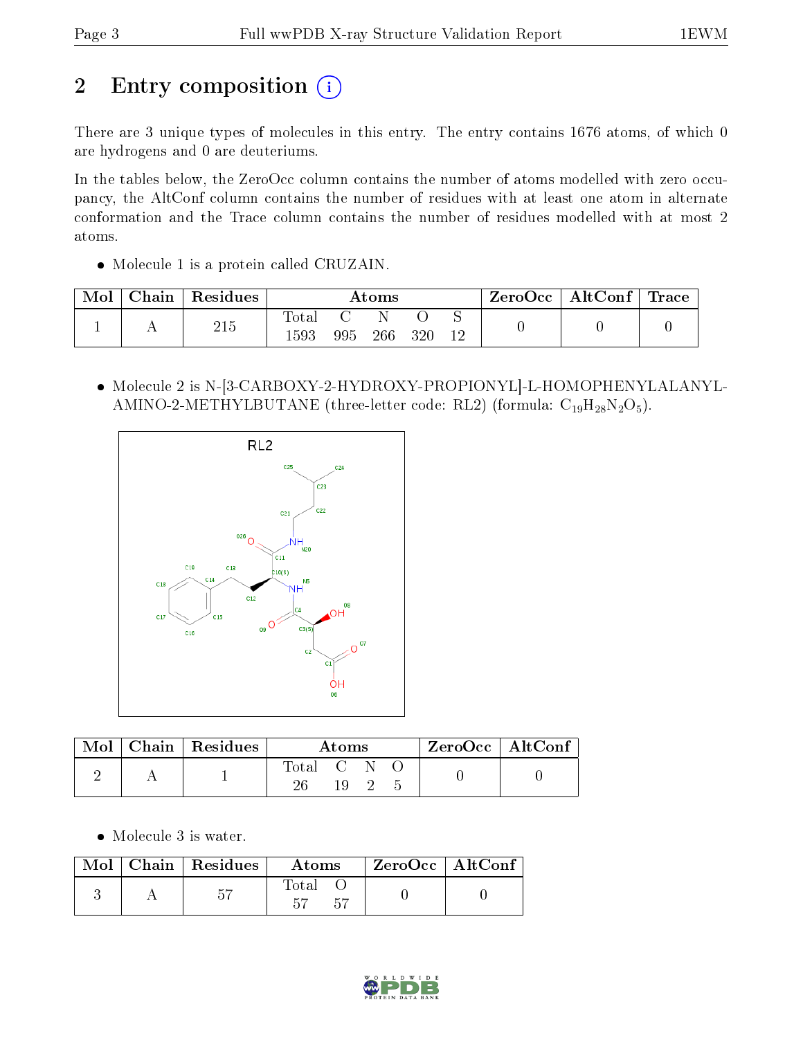# 2 Entry composition

There are 3 unique types of molecules in this entry. The entry contains 1676 atoms, of which 0 are hydrogens and 0 are deuteriums.

In the tables below, the ZeroOcc column contains the number of atoms modelled with zero occupancy, the AltConf column contains the number of residues with at least one atom in alternate conformation and the Trace column contains the number of residues modelled with at most 2 atoms.

- Molecule 1 is a protein called CRUZAIN.

| Mol | Chain | Residues | Atoms | | | | | ZeroOcc | AltConf | Trace |
|---|---|---|---|---|---|---|---|---|---|---|
| | | | Total | C | N | O | S | | | |
| 1 | A | 215 | 1593 | 995 | 266 | 320 | 12 | 0 | 0 | 0 |

- Molecule 2 is N-[3-CARBOXY-2-HYDROXY-PROPIONYL]-L-HOMOPHENYLALANYL-AMINO-2-METHYLBUTANE (three-letter code: RL2) (formula: $C_{19}H_{28}N_2O_5$).

| Mol | Chain | Residues | Atoms | | | | ZeroOcc | AltConf |
|---|---|---|---|---|---|---|---|---|
| | | | Total | C | N | O | | |
| 2 | A | 1 | 26 | 19 | 2 | 5 | 0 | 0 |

- Molecule 3 is water.

| Mol | Chain | Residues | Atoms | | ZeroOcc | AltConf |
|---|---|---|---|---|---|---|
| | | | Total | O | | |
| 3 | A | 57 | 57 | 57 | 0 | 0 |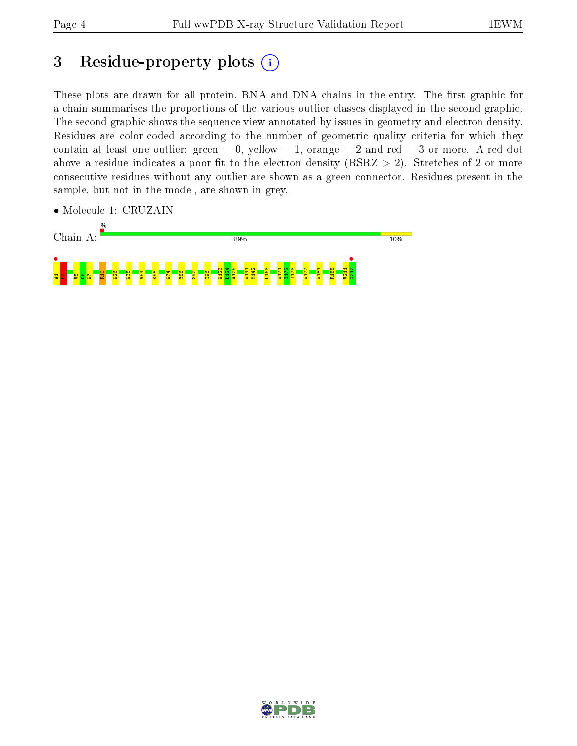# 3 Residue-property plots

These plots are drawn for all protein, RNA and DNA chains in the entry. The first graphic for a chain summarises the proportions of the various outlier classes displayed in the second graphic. The second graphic shows the sequence view annotated by issues in geometry and electron density. Residues are color-coded according to the number of geometric quality criteria for which they contain at least one outlier: green = 0, yellow = 1, orange = 2 and red = 3 or more. A red dot above a residue indicates a poor fit to the electron density (RSRZ > 2). Stretches of 2 or more consecutive residues without any outlier are shown as a green connector. Residues present in the sample, but not in the model, are shown in grey.

- Molecule 1: CRUZAIN

Chain A: % 89% 10%

A1 P2 V5 D6 W7 R10 W26 W38 V54 K58 W74 Y86 S92 T96 W123 L124 A125 W141 M142 L163 W171 I172 I173 W177 W181 R188 V211 G212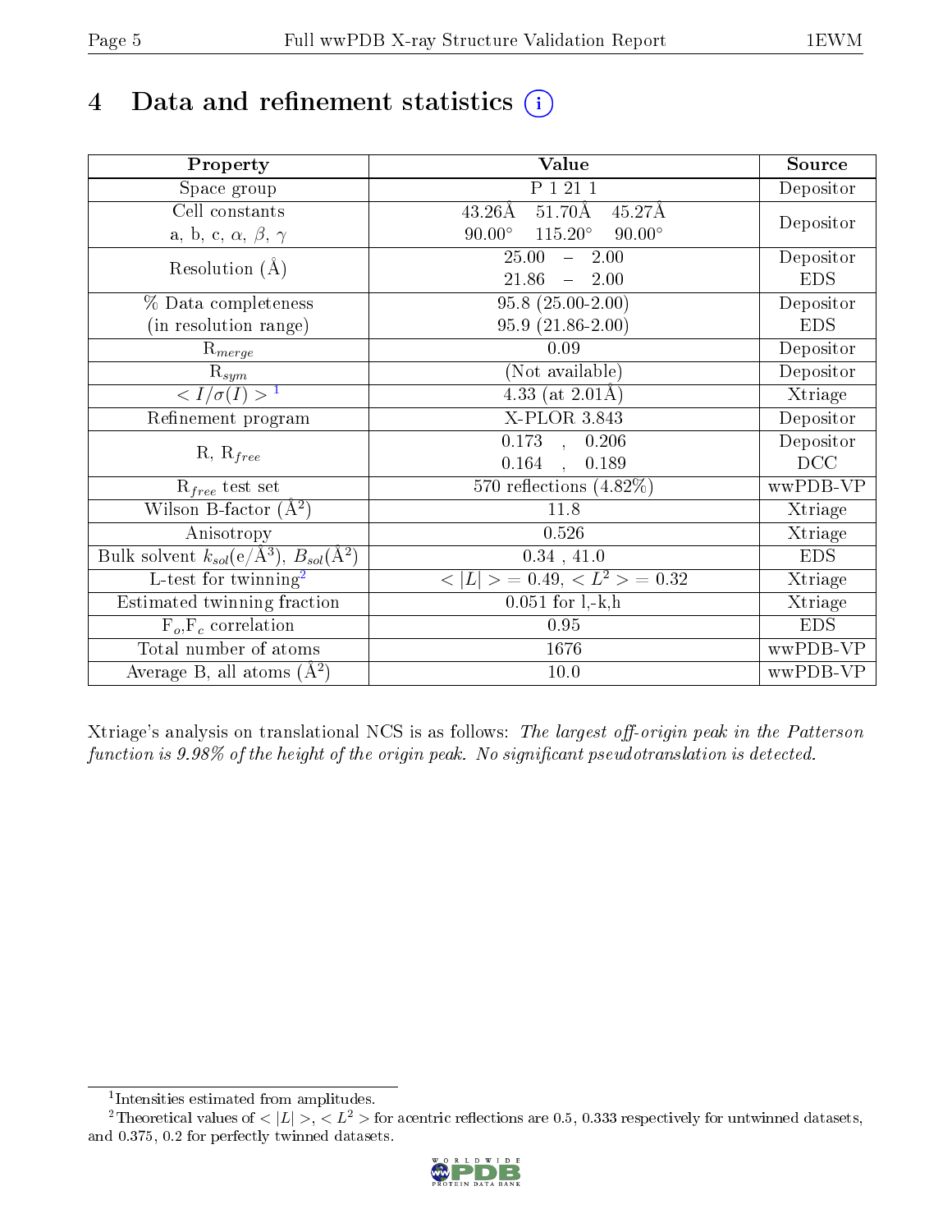# 4 Data and refinement statistics (i)

| Property | Value | Source |
|---|---|---|
| Space group | P 1 21 1 | Depositor |
| Cell constants<br>a, b, c, $\alpha$, $\beta$, $\gamma$ | 43.26Å 51.70Å 45.27Å<br>90.00° 115.20° 90.00° | Depositor |
| Resolution (Å) | 25.00 – 2.00<br>21.86 – 2.00 | Depositor<br>EDS |
| % Data completeness<br>(in resolution range) | 95.8 (25.00-2.00)<br>95.9 (21.86-2.00) | Depositor<br>EDS |
| $R_{merge}$ | 0.09 | Depositor |
| $R_{sym}$ | (Not available) | Depositor |
| $< I/\sigma(I) >$ [1] | 4.33 (at 2.01Å) | Xtriage |
| Refinement program | X-PLOR 3.843 | Depositor |
| R, $R_{free}$ | 0.173 , 0.206<br>0.164 , 0.189 | Depositor<br>DCC |
| $R_{free}$ test set | 570 reflections (4.82%) | wwPDB-VP |
| Wilson B-factor (Å$^2$) | 11.8 | Xtriage |
| Anisotropy | 0.526 | Xtriage |
| Bulk solvent $k_{sol}$(e/Å$^3$), $B_{sol}$(Å$^2$) | 0.34 , 41.0 | EDS |
| L-test for twinning[2] | $< \|L\| >$ = 0.49, $< L^2 >$ = 0.32 | Xtriage |
| Estimated twinning fraction | 0.051 for l,-k,h | Xtriage |
| $F_o$,$F_c$ correlation | 0.95 | EDS |
| Total number of atoms | 1676 | wwPDB-VP |
| Average B, all atoms (Å$^2$) | 10.0 | wwPDB-VP |

Xtriage's analysis on translational NCS is as follows: *The largest off-origin peak in the Patterson function is 9.98% of the height of the origin peak. No significant pseudotranslation is detected.*

[1] Intensities estimated from amplitudes.

[2] Theoretical values of $< |L| >$, $< L^2 >$ for acentric reflections are 0.5, 0.333 respectively for untwinned datasets, and 0.375, 0.2 for perfectly twinned datasets.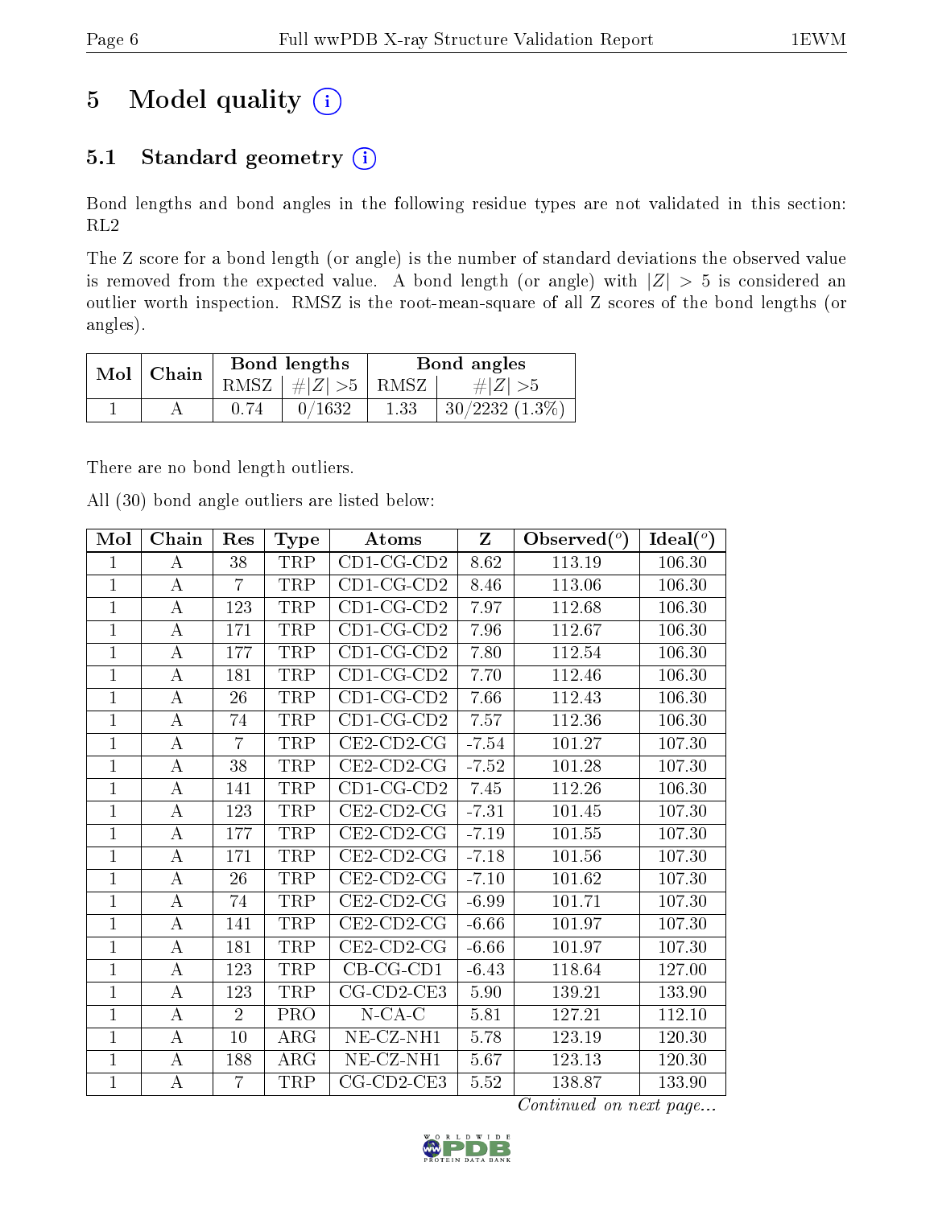# 5 Model quality (i)

## 5.1 Standard geometry (i)

Bond lengths and bond angles in the following residue types are not validated in this section: RL2

The Z score for a bond length (or angle) is the number of standard deviations the observed value is removed from the expected value. A bond length (or angle) with $|Z| > 5$ is considered an outlier worth inspection. RMSZ is the root-mean-square of all Z scores of the bond lengths (or angles).

| Mol | Chain | Bond lengths | | Bond angles | |
|---|---|---|---|---|---|
| | | RMSZ | $\#\|Z\| > 5$ | RMSZ | $\#\|Z\| > 5$ |
| 1 | A | 0.74 | 0/1632 | 1.33 | 30/2232 (1.3%) |

There are no bond length outliers.

All (30) bond angle outliers are listed below:

| Mol | Chain | Res | Type | Atoms | Z | Observed(°) | Ideal(°) |
|---|---|---|---|---|---|---|---|
| 1 | A | 38 | TRP | CD1-CG-CD2 | 8.62 | 113.19 | 106.30 |
| 1 | A | 7 | TRP | CD1-CG-CD2 | 8.46 | 113.06 | 106.30 |
| 1 | A | 123 | TRP | CD1-CG-CD2 | 7.97 | 112.68 | 106.30 |
| 1 | A | 171 | TRP | CD1-CG-CD2 | 7.96 | 112.67 | 106.30 |
| 1 | A | 177 | TRP | CD1-CG-CD2 | 7.80 | 112.54 | 106.30 |
| 1 | A | 181 | TRP | CD1-CG-CD2 | 7.70 | 112.46 | 106.30 |
| 1 | A | 26 | TRP | CD1-CG-CD2 | 7.66 | 112.43 | 106.30 |
| 1 | A | 74 | TRP | CD1-CG-CD2 | 7.57 | 112.36 | 106.30 |
| 1 | A | 7 | TRP | CE2-CD2-CG | -7.54 | 101.27 | 107.30 |
| 1 | A | 38 | TRP | CE2-CD2-CG | -7.52 | 101.28 | 107.30 |
| 1 | A | 141 | TRP | CD1-CG-CD2 | 7.45 | 112.26 | 106.30 |
| 1 | A | 123 | TRP | CE2-CD2-CG | -7.31 | 101.45 | 107.30 |
| 1 | A | 177 | TRP | CE2-CD2-CG | -7.19 | 101.55 | 107.30 |
| 1 | A | 171 | TRP | CE2-CD2-CG | -7.18 | 101.56 | 107.30 |
| 1 | A | 26 | TRP | CE2-CD2-CG | -7.10 | 101.62 | 107.30 |
| 1 | A | 74 | TRP | CE2-CD2-CG | -6.99 | 101.71 | 107.30 |
| 1 | A | 141 | TRP | CE2-CD2-CG | -6.66 | 101.97 | 107.30 |
| 1 | A | 181 | TRP | CE2-CD2-CG | -6.66 | 101.97 | 107.30 |
| 1 | A | 123 | TRP | CB-CG-CD1 | -6.43 | 118.64 | 127.00 |
| 1 | A | 123 | TRP | CG-CD2-CE3 | 5.90 | 139.21 | 133.90 |
| 1 | A | 2 | PRO | N-CA-C | 5.81 | 127.21 | 112.10 |
| 1 | A | 10 | ARG | NE-CZ-NH1 | 5.78 | 123.19 | 120.30 |
| 1 | A | 188 | ARG | NE-CZ-NH1 | 5.67 | 123.13 | 120.30 |
| 1 | A | 7 | TRP | CG-CD2-CE3 | 5.52 | 138.87 | 133.90 |

*Continued on next page...*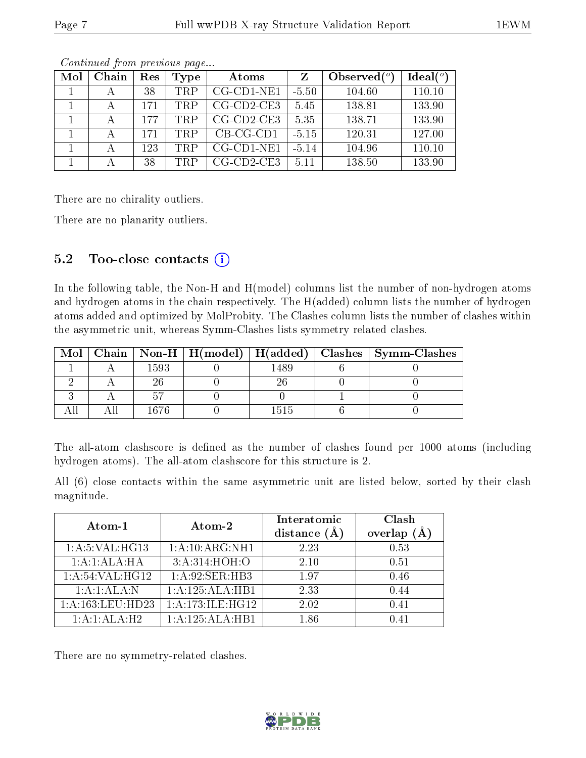*Continued from previous page...*

| Mol | Chain | Res | Type | Atoms | Z | Observed(°) | Ideal(°) |
|---|---|---|---|---|---|---|---|
| 1 | A | 38 | TRP | CG-CD1-NE1 | -5.50 | 104.60 | 110.10 |
| 1 | A | 171 | TRP | CG-CD2-CE3 | 5.45 | 138.81 | 133.90 |
| 1 | A | 177 | TRP | CG-CD2-CE3 | 5.35 | 138.71 | 133.90 |
| 1 | A | 171 | TRP | CB-CG-CD1 | -5.15 | 120.31 | 127.00 |
| 1 | A | 123 | TRP | CG-CD1-NE1 | -5.14 | 104.96 | 110.10 |
| 1 | A | 38 | TRP | CG-CD2-CE3 | 5.11 | 138.50 | 133.90 |

There are no chirality outliers.

There are no planarity outliers.

## 5.2 Too-close contacts

In the following table, the Non-H and H(model) columns list the number of non-hydrogen atoms and hydrogen atoms in the chain respectively. The H(added) column lists the number of hydrogen atoms added and optimized by MolProbity. The Clashes column lists the number of clashes within the asymmetric unit, whereas Symm-Clashes lists symmetry related clashes.

| Mol | Chain | Non-H | H(model) | H(added) | Clashes | Symm-Clashes |
|---|---|---|---|---|---|---|
| 1 | A | 1593 | 0 | 1489 | 6 | 0 |
| 2 | A | 26 | 0 | 26 | 0 | 0 |
| 3 | A | 57 | 0 | 0 | 1 | 0 |
| All | All | 1676 | 0 | 1515 | 6 | 0 |

The all-atom clashscore is defined as the number of clashes found per 1000 atoms (including hydrogen atoms). The all-atom clashscore for this structure is 2.

All (6) close contacts within the same asymmetric unit are listed below, sorted by their clash magnitude.

| Atom-1 | Atom-2 | Interatomic distance (Å) | Clash overlap (Å) |
|---|---|---|---|
| 1:A:5:VAL:HG13 | 1:A:10:ARG:NH1 | 2.23 | 0.53 |
| 1:A:1:ALA:HA | 3:A:314:HOH:O | 2.10 | 0.51 |
| 1:A:54:VAL:HG12 | 1:A:92:SER:HB3 | 1.97 | 0.46 |
| 1:A:1:ALA:N | 1:A:125:ALA:HB1 | 2.33 | 0.44 |
| 1:A:163:LEU:HD23 | 1:A:173:ILE:HG12 | 2.02 | 0.41 |
| 1:A:1:ALA:H2 | 1:A:125:ALA:HB1 | 1.86 | 0.41 |

There are no symmetry-related clashes.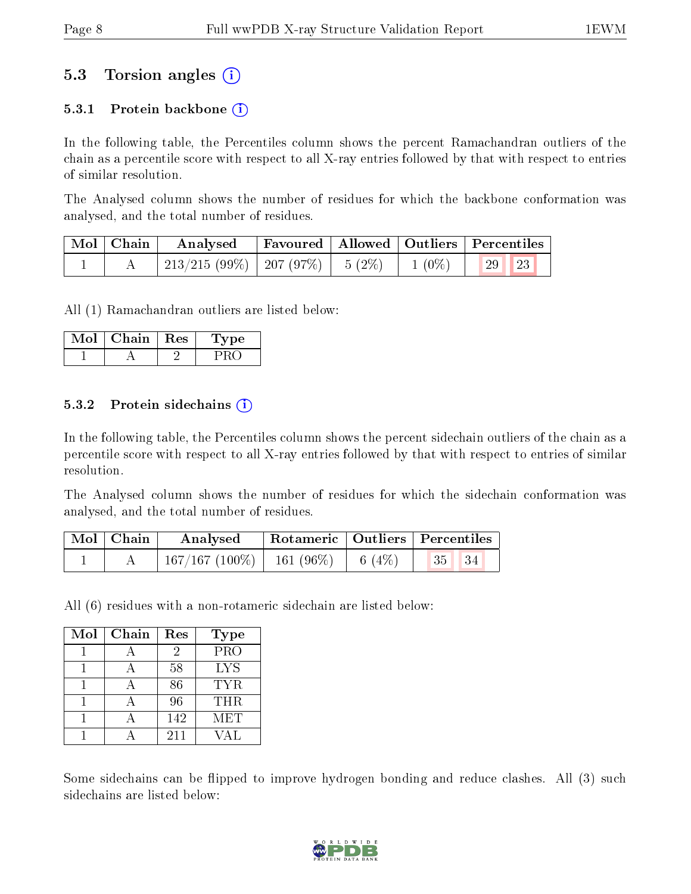## 5.3 Torsion angles (i)

### 5.3.1 Protein backbone (i)

In the following table, the Percentiles column shows the percent Ramachandran outliers of the chain as a percentile score with respect to all X-ray entries followed by that with respect to entries of similar resolution.

The Analysed column shows the number of residues for which the backbone conformation was analysed, and the total number of residues.

| Mol | Chain | Analysed | Favoured | Allowed | Outliers | Percentiles | |
|---|---|---|---|---|---|---|---|
| 1 | A | 213/215 (99%) | 207 (97%) | 5 (2%) | 1 (0%) | 29 | 23 |

All (1) Ramachandran outliers are listed below:

| Mol | Chain | Res | Type |
|---|---|---|---|
| 1 | A | 2 | PRO |

### 5.3.2 Protein sidechains (i)

In the following table, the Percentiles column shows the percent sidechain outliers of the chain as a percentile score with respect to all X-ray entries followed by that with respect to entries of similar resolution.

The Analysed column shows the number of residues for which the sidechain conformation was analysed, and the total number of residues.

| Mol | Chain | Analysed | Rotameric | Outliers | Percentiles | |
|---|---|---|---|---|---|---|
| 1 | A | 167/167 (100%) | 161 (96%) | 6 (4%) | 35 | 34 |

All (6) residues with a non-rotameric sidechain are listed below:

| Mol | Chain | Res | Type |
|---|---|---|---|
| 1 | A | 2 | PRO |
| 1 | A | 58 | LYS |
| 1 | A | 86 | TYR |
| 1 | A | 96 | THR |
| 1 | A | 142 | MET |
| 1 | A | 211 | VAL |

Some sidechains can be flipped to improve hydrogen bonding and reduce clashes. All (3) such sidechains are listed below: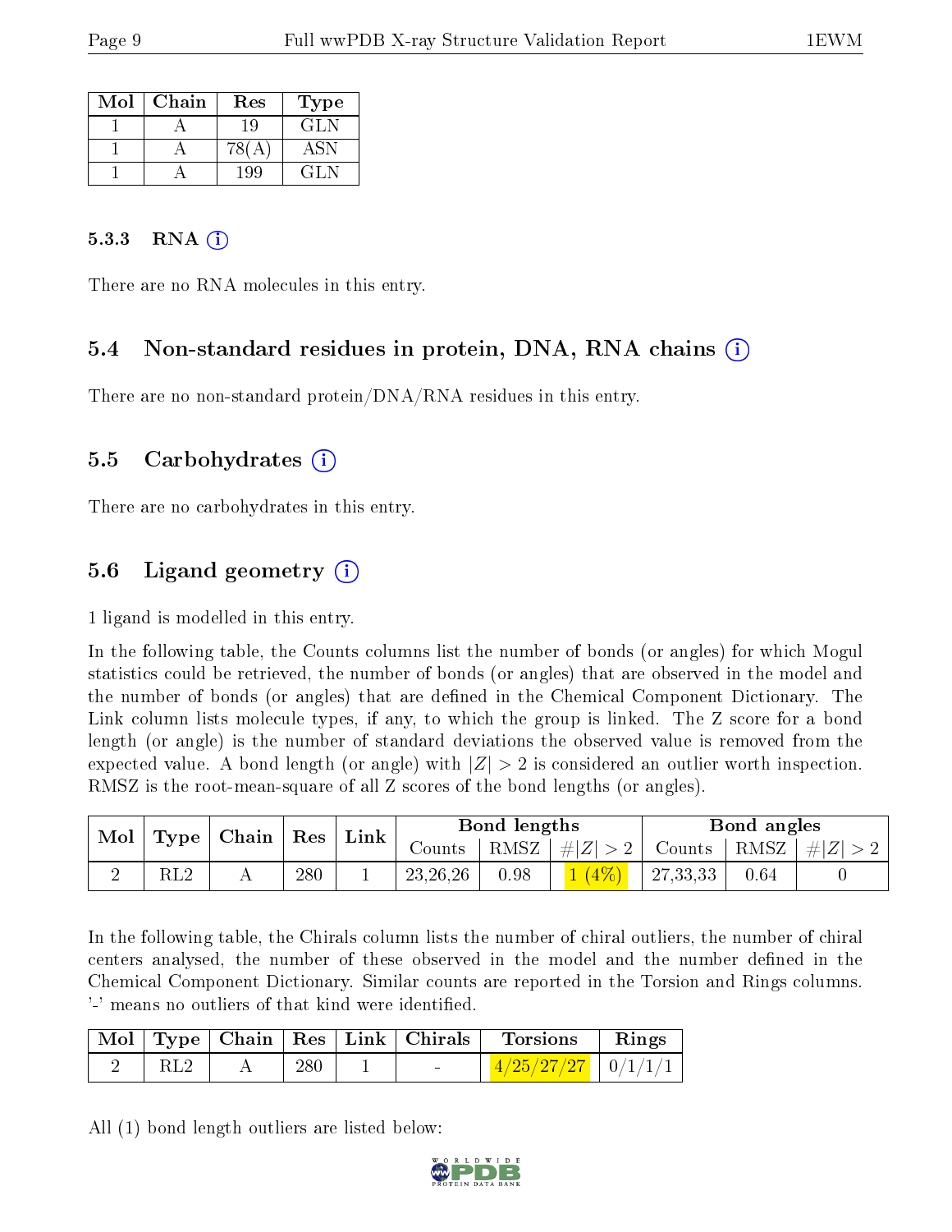| Mol | Chain | Res | Type |
|---|---|---|---|
| 1 | A | 19 | GLN |
| 1 | A | 78(A) | ASN |
| 1 | A | 199 | GLN |

### 5.3.3 RNA (i)

There are no RNA molecules in this entry.

## 5.4 Non-standard residues in protein, DNA, RNA chains (i)

There are no non-standard protein/DNA/RNA residues in this entry.

## 5.5 Carbohydrates (i)

There are no carbohydrates in this entry.

## 5.6 Ligand geometry (i)

1 ligand is modelled in this entry.

In the following table, the Counts columns list the number of bonds (or angles) for which Mogul statistics could be retrieved, the number of bonds (or angles) that are observed in the model and the number of bonds (or angles) that are defined in the Chemical Component Dictionary. The Link column lists molecule types, if any, to which the group is linked. The Z score for a bond length (or angle) is the number of standard deviations the observed value is removed from the expected value. A bond length (or angle) with $|Z| > 2$ is considered an outlier worth inspection. RMSZ is the root-mean-square of all Z scores of the bond lengths (or angles).

| Mol | Type | Chain | Res | Link | Bond lengths | | | Bond angles | | |
|---|---|---|---|---|---|---|---|---|---|---|
| | | | | | Counts | RMSZ | $\#\|Z\| > 2$ | Counts | RMSZ | $\#\|Z\| > 2$ |
| 2 | RL2 | A | 280 | 1 | 23,26,26 | 0.98 | 1 (4%) | 27,33,33 | 0.64 | 0 |

In the following table, the Chirals column lists the number of chiral outliers, the number of chiral centers analysed, the number of these observed in the model and the number defined in the Chemical Component Dictionary. Similar counts are reported in the Torsion and Rings columns. '-' means no outliers of that kind were identified.

| Mol | Type | Chain | Res | Link | Chirals | Torsions | Rings |
|---|---|---|---|---|---|---|---|
| 2 | RL2 | A | 280 | 1 | - | 4/25/27/27 | 0/1/1/1 |

All (1) bond length outliers are listed below: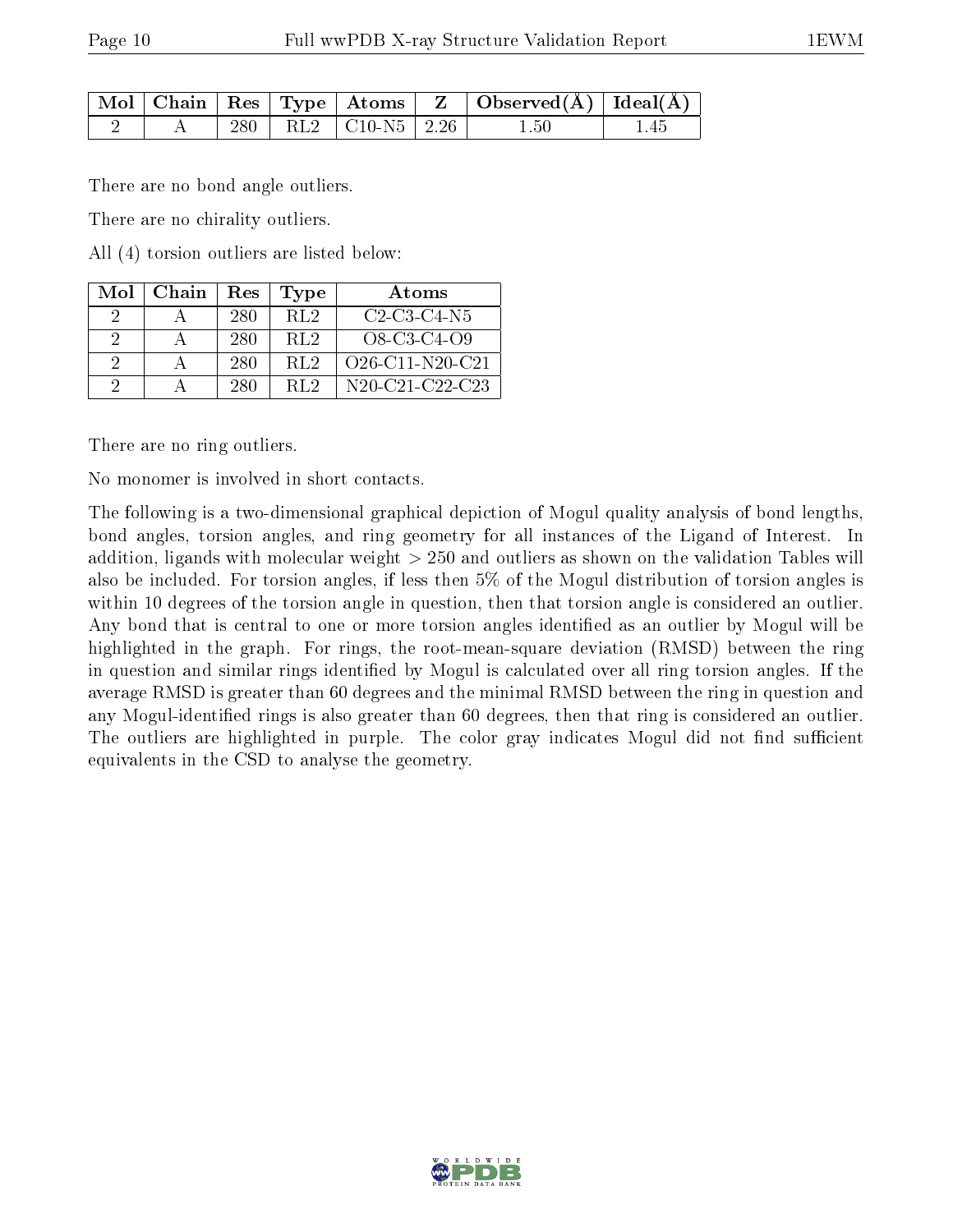| Mol | Chain | Res | Type | Atoms | Z | Observed(Å) | Ideal(Å) |
|---|---|---|---|---|---|---|---|
| 2 | A | 280 | RL2 | C10-N5 | 2.26 | 1.50 | 1.45 |

There are no bond angle outliers.

There are no chirality outliers.

All (4) torsion outliers are listed below:

| Mol | Chain | Res | Type | Atoms |
|---|---|---|---|---|
| 2 | A | 280 | RL2 | C2-C3-C4-N5 |
| 2 | A | 280 | RL2 | O8-C3-C4-O9 |
| 2 | A | 280 | RL2 | O26-C11-N20-C21 |
| 2 | A | 280 | RL2 | N20-C21-C22-C23 |

There are no ring outliers.

No monomer is involved in short contacts.

The following is a two-dimensional graphical depiction of Mogul quality analysis of bond lengths, bond angles, torsion angles, and ring geometry for all instances of the Ligand of Interest. In addition, ligands with molecular weight > 250 and outliers as shown on the validation Tables will also be included. For torsion angles, if less then 5% of the Mogul distribution of torsion angles is within 10 degrees of the torsion angle in question, then that torsion angle is considered an outlier. Any bond that is central to one or more torsion angles identified as an outlier by Mogul will be highlighted in the graph. For rings, the root-mean-square deviation (RMSD) between the ring in question and similar rings identified by Mogul is calculated over all ring torsion angles. If the average RMSD is greater than 60 degrees and the minimal RMSD between the ring in question and any Mogul-identified rings is also greater than 60 degrees, then that ring is considered an outlier. The outliers are highlighted in purple. The color gray indicates Mogul did not find sufficient equivalents in the CSD to analyse the geometry.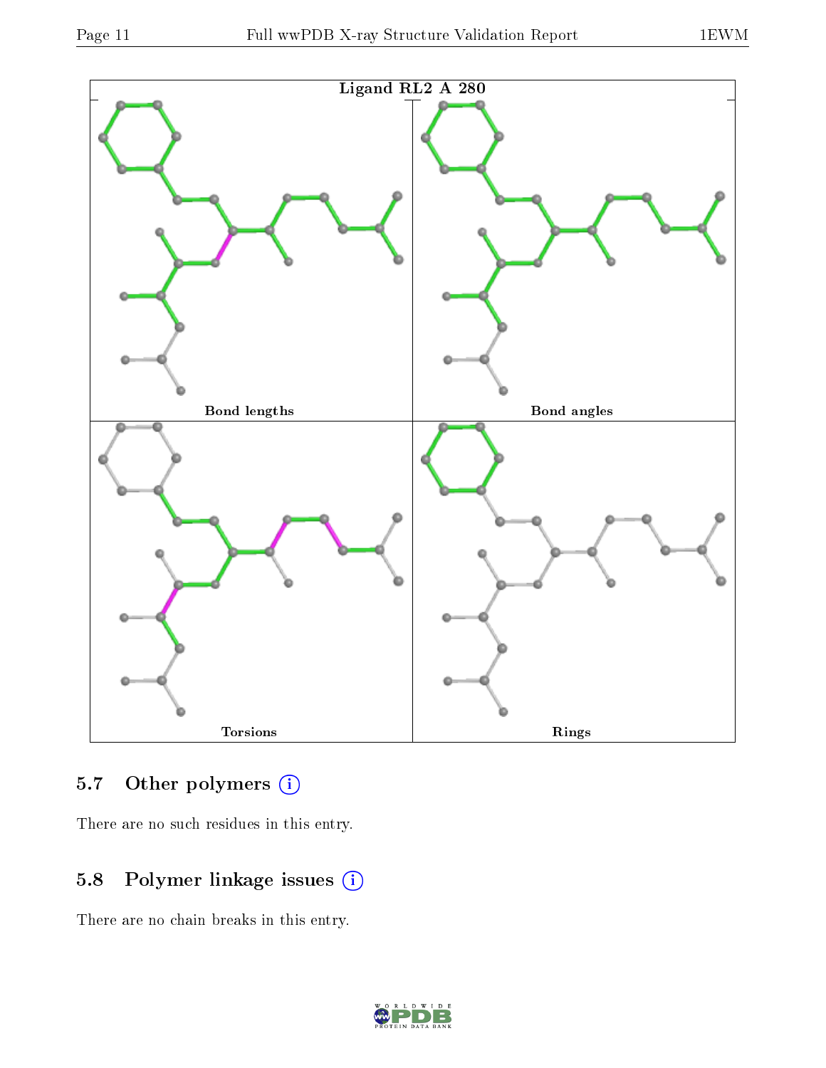Ligand RL2 A 280

Bond lengths

Bond angles

Torsions

Rings

### 5.7 Other polymers

There are no such residues in this entry.

### 5.8 Polymer linkage issues

There are no chain breaks in this entry.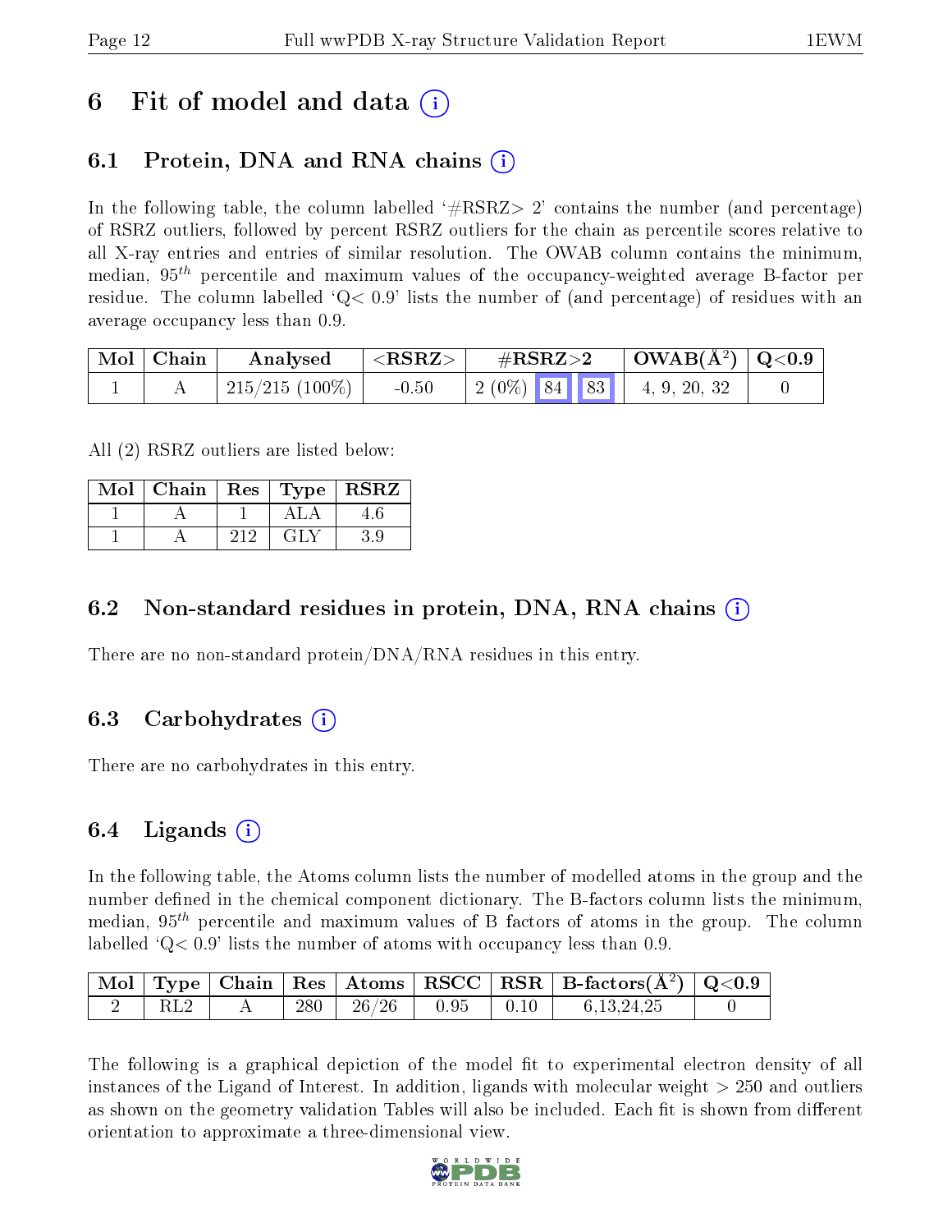# 6 Fit of model and data (i)

## 6.1 Protein, DNA and RNA chains (i)

In the following table, the column labelled '#RSRZ> 2' contains the number (and percentage) of RSRZ outliers, followed by percent RSRZ outliers for the chain as percentile scores relative to all X-ray entries and entries of similar resolution. The OWAB column contains the minimum, median, $95^{th}$ percentile and maximum values of the occupancy-weighted average B-factor per residue. The column labelled 'Q< 0.9' lists the number of (and percentage) of residues with an average occupancy less than 0.9.

| Mol | Chain | Analysed | <RSRZ> | #RSRZ>2 | | | OWAB(Å$^2$) | Q<0.9 |
|---|---|---|---|---|---|---|---|---|
| 1 | A | 215/215 (100%) | -0.50 | 2 (0%) | 84 | 83 | 4, 9, 20, 32 | 0 |

All (2) RSRZ outliers are listed below:

| Mol | Chain | Res | Type | RSRZ |
|---|---|---|---|---|
| 1 | A | 1 | ALA | 4.6 |
| 1 | A | 212 | GLY | 3.9 |

## 6.2 Non-standard residues in protein, DNA, RNA chains (i)

There are no non-standard protein/DNA/RNA residues in this entry.

## 6.3 Carbohydrates (i)

There are no carbohydrates in this entry.

## 6.4 Ligands (i)

In the following table, the Atoms column lists the number of modelled atoms in the group and the number defined in the chemical component dictionary. The B-factors column lists the minimum, median, $95^{th}$ percentile and maximum values of B factors of atoms in the group. The column labelled 'Q< 0.9' lists the number of atoms with occupancy less than 0.9.

| Mol | Type | Chain | Res | Atoms | RSCC | RSR | B-factors(Å$^2$) | Q<0.9 |
|---|---|---|---|---|---|---|---|---|
| 2 | RL2 | A | 280 | 26/26 | 0.95 | 0.10 | 6,13,24,25 | 0 |

The following is a graphical depiction of the model fit to experimental electron density of all instances of the Ligand of Interest. In addition, ligands with molecular weight > 250 and outliers as shown on the geometry validation Tables will also be included. Each fit is shown from different orientation to approximate a three-dimensional view.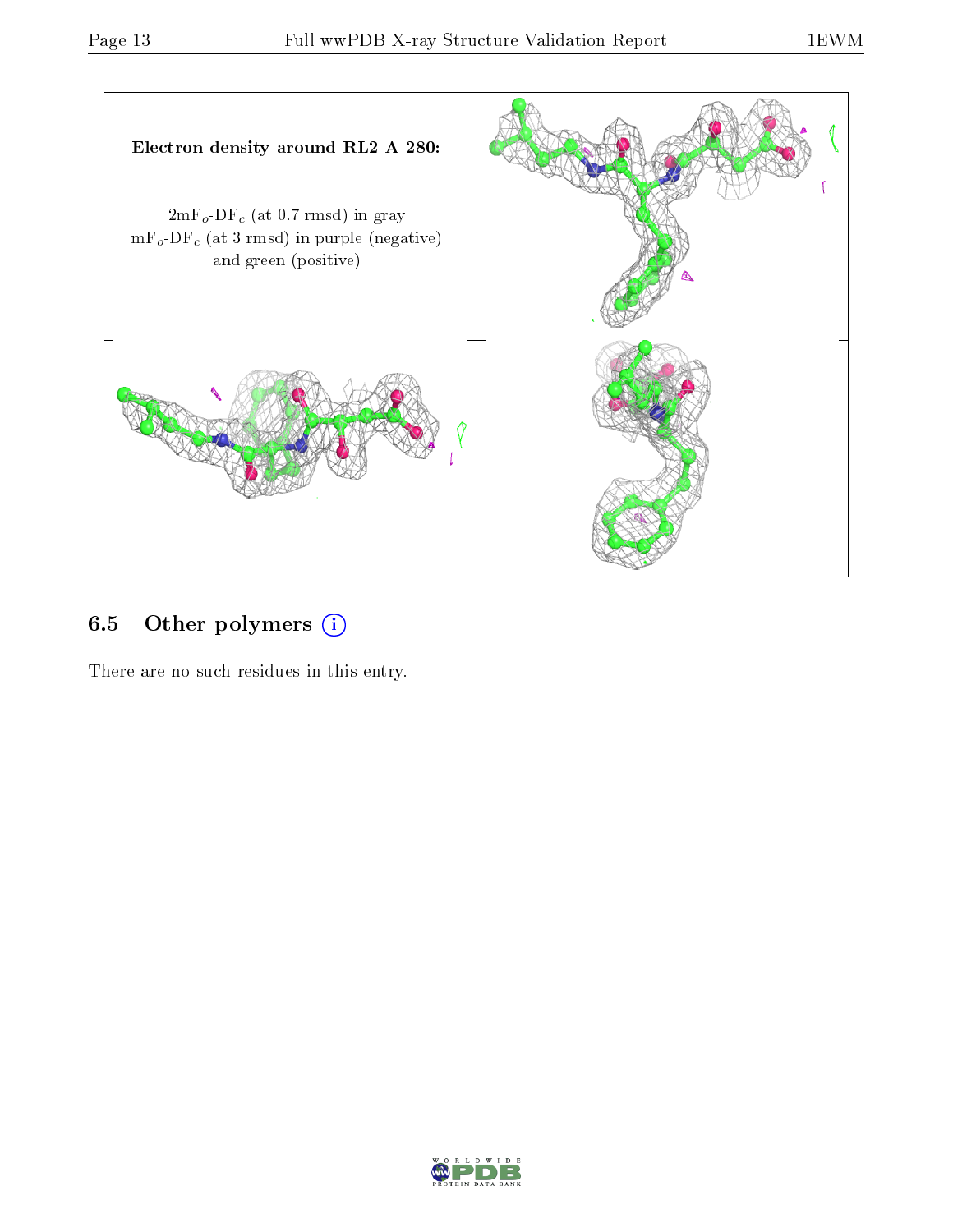**Electron density around RL2 A 280:**

$2mF_o$-$DF_c$ (at 0.7 rmsd) in gray
$mF_o$-$DF_c$ (at 3 rmsd) in purple (negative) and green (positive)

## 6.5 Other polymers

There are no such residues in this entry.